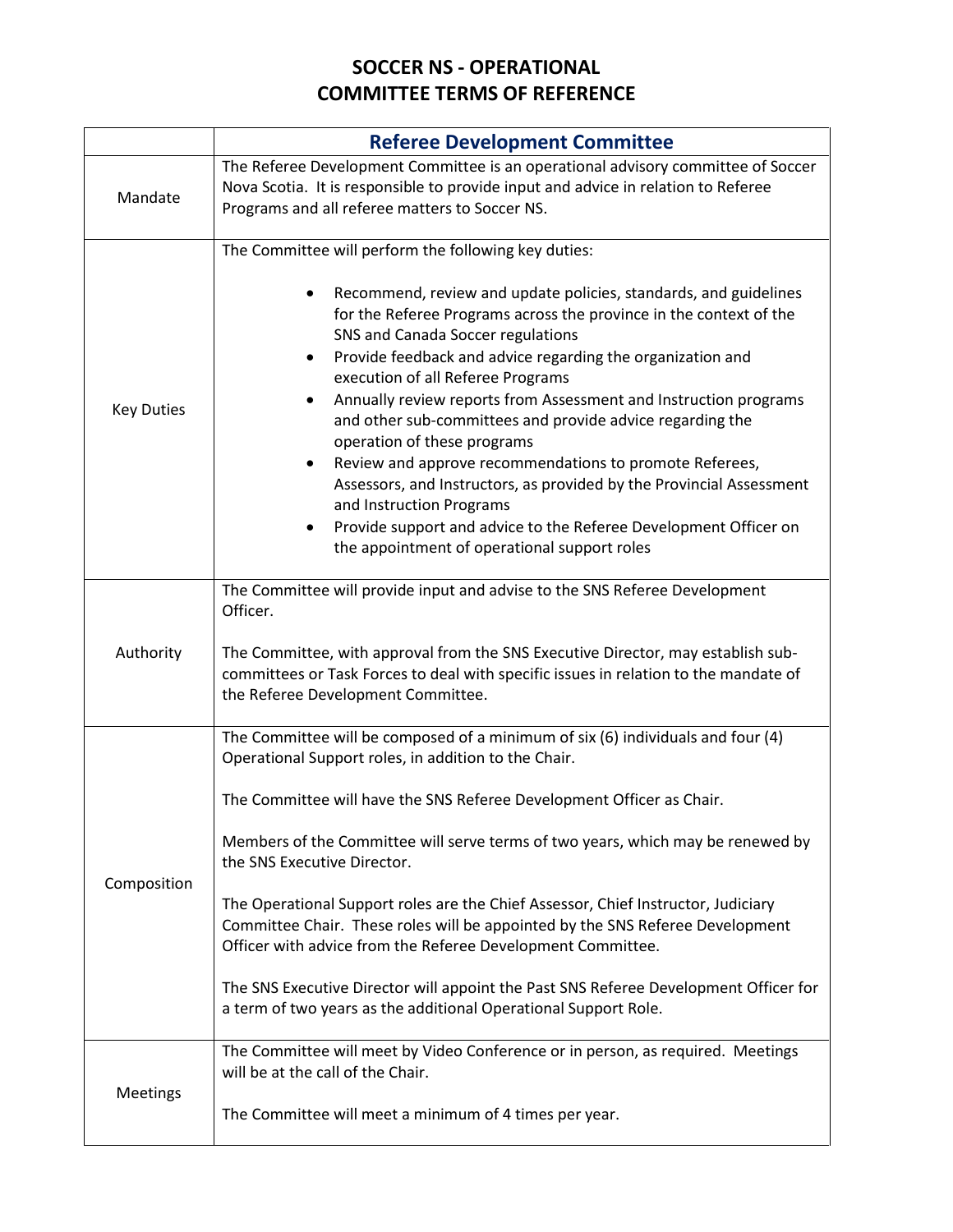# SOCCER NS - OPERATIONAL COMMITTEE TERMS OF REFERENCE

| | **Referee Development Committee** |
|---|---|
| Mandate | The Referee Development Committee is an operational advisory committee of Soccer Nova Scotia. It is responsible to provide input and advice in relation to Referee Programs and all referee matters to Soccer NS. |
| Key Duties | The Committee will perform the following key duties:<br><br>• Recommend, review and update policies, standards, and guidelines for the Referee Programs across the province in the context of the SNS and Canada Soccer regulations<br>• Provide feedback and advice regarding the organization and execution of all Referee Programs<br>• Annually review reports from Assessment and Instruction programs and other sub-committees and provide advice regarding the operation of these programs<br>• Review and approve recommendations to promote Referees, Assessors, and Instructors, as provided by the Provincial Assessment and Instruction Programs<br>• Provide support and advice to the Referee Development Officer on the appointment of operational support roles |
| Authority | The Committee will provide input and advise to the SNS Referee Development Officer.<br><br>The Committee, with approval from the SNS Executive Director, may establish sub-committees or Task Forces to deal with specific issues in relation to the mandate of the Referee Development Committee. |
| Composition | The Committee will be composed of a minimum of six (6) individuals and four (4) Operational Support roles, in addition to the Chair.<br><br>The Committee will have the SNS Referee Development Officer as Chair.<br><br>Members of the Committee will serve terms of two years, which may be renewed by the SNS Executive Director.<br><br>The Operational Support roles are the Chief Assessor, Chief Instructor, Judiciary Committee Chair. These roles will be appointed by the SNS Referee Development Officer with advice from the Referee Development Committee.<br><br>The SNS Executive Director will appoint the Past SNS Referee Development Officer for a term of two years as the additional Operational Support Role. |
| Meetings | The Committee will meet by Video Conference or in person, as required. Meetings will be at the call of the Chair.<br><br>The Committee will meet a minimum of 4 times per year. |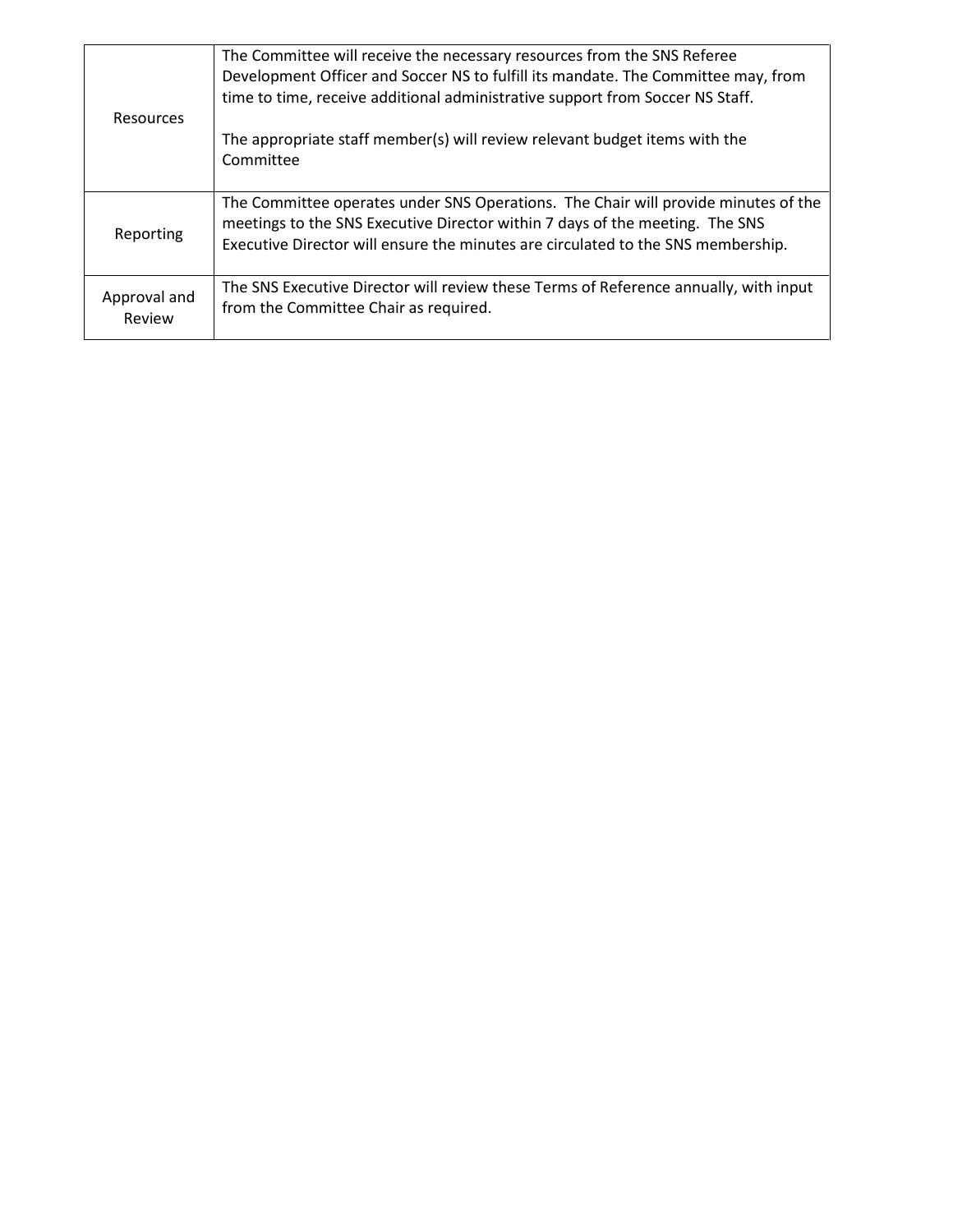| | |
|---|---|
| Resources | The Committee will receive the necessary resources from the SNS Referee Development Officer and Soccer NS to fulfill its mandate. The Committee may, from time to time, receive additional administrative support from Soccer NS Staff.<br><br>The appropriate staff member(s) will review relevant budget items with the Committee |
| Reporting | The Committee operates under SNS Operations. The Chair will provide minutes of the meetings to the SNS Executive Director within 7 days of the meeting. The SNS Executive Director will ensure the minutes are circulated to the SNS membership. |
| Approval and Review | The SNS Executive Director will review these Terms of Reference annually, with input from the Committee Chair as required. |